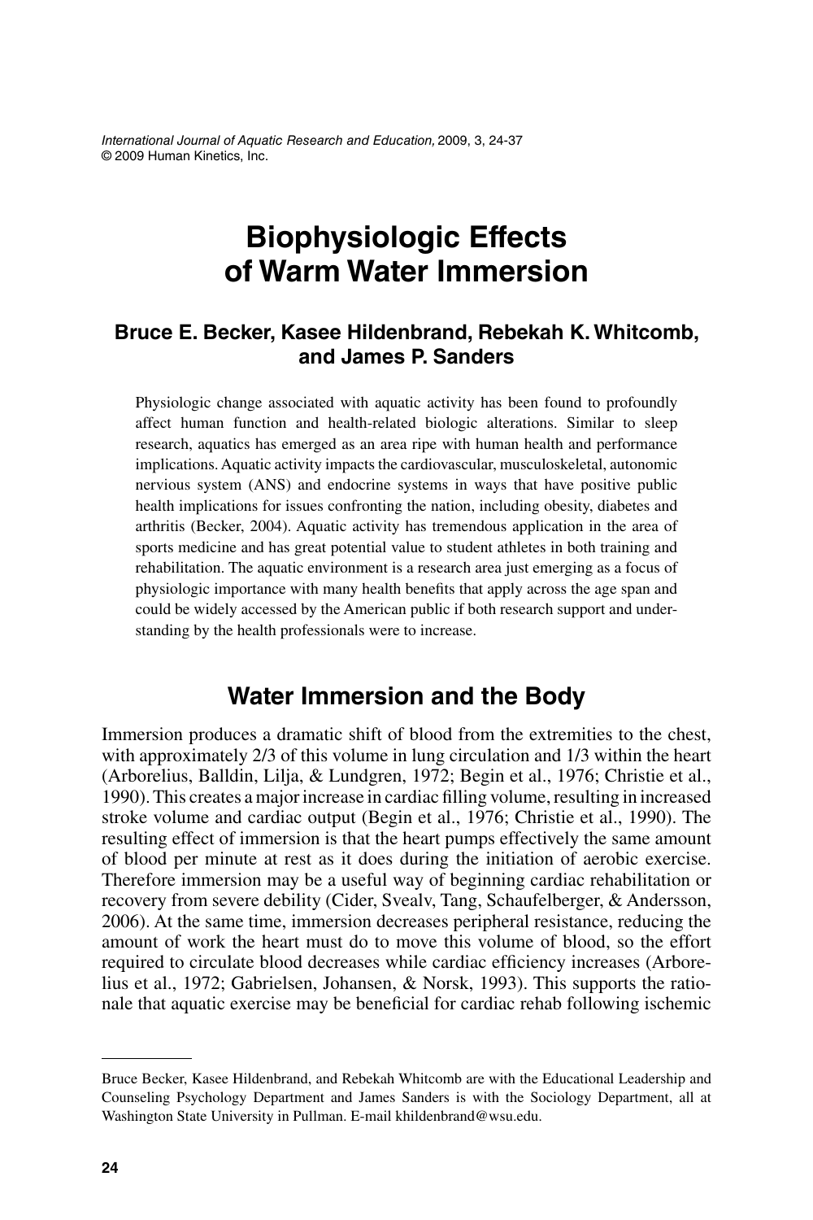# Biophysiologic Effects of Warm Water Immersion

**Bruce E. Becker, Kasee Hildenbrand, Rebekah K. Whitcomb, and James P. Sanders**

Physiologic change associated with aquatic activity has been found to profoundly affect human function and health-related biologic alterations. Similar to sleep research, aquatics has emerged as an area ripe with human health and performance implications. Aquatic activity impacts the cardiovascular, musculoskeletal, autonomic nervous system (ANS) and endocrine systems in ways that have positive public health implications for issues confronting the nation, including obesity, diabetes and arthritis (Becker, 2004). Aquatic activity has tremendous application in the area of sports medicine and has great potential value to student athletes in both training and rehabilitation. The aquatic environment is a research area just emerging as a focus of physiologic importance with many health benefits that apply across the age span and could be widely accessed by the American public if both research support and understanding by the health professionals were to increase.

## Water Immersion and the Body

Immersion produces a dramatic shift of blood from the extremities to the chest, with approximately 2/3 of this volume in lung circulation and 1/3 within the heart (Arborelius, Balldin, Lilja, & Lundgren, 1972; Begin et al., 1976; Christie et al., 1990). This creates a major increase in cardiac filling volume, resulting in increased stroke volume and cardiac output (Begin et al., 1976; Christie et al., 1990). The resulting effect of immersion is that the heart pumps effectively the same amount of blood per minute at rest as it does during the initiation of aerobic exercise. Therefore immersion may be a useful way of beginning cardiac rehabilitation or recovery from severe debility (Cider, Svealv, Tang, Schaufelberger, & Andersson, 2006). At the same time, immersion decreases peripheral resistance, reducing the amount of work the heart must do to move this volume of blood, so the effort required to circulate blood decreases while cardiac efficiency increases (Arborelius et al., 1972; Gabrielsen, Johansen, & Norsk, 1993). This supports the rationale that aquatic exercise may be beneficial for cardiac rehab following ischemic

---

Bruce Becker, Kasee Hildenbrand, and Rebekah Whitcomb are with the Educational Leadership and Counseling Psychology Department and James Sanders is with the Sociology Department, all at Washington State University in Pullman. E-mail khildenbrand@wsu.edu.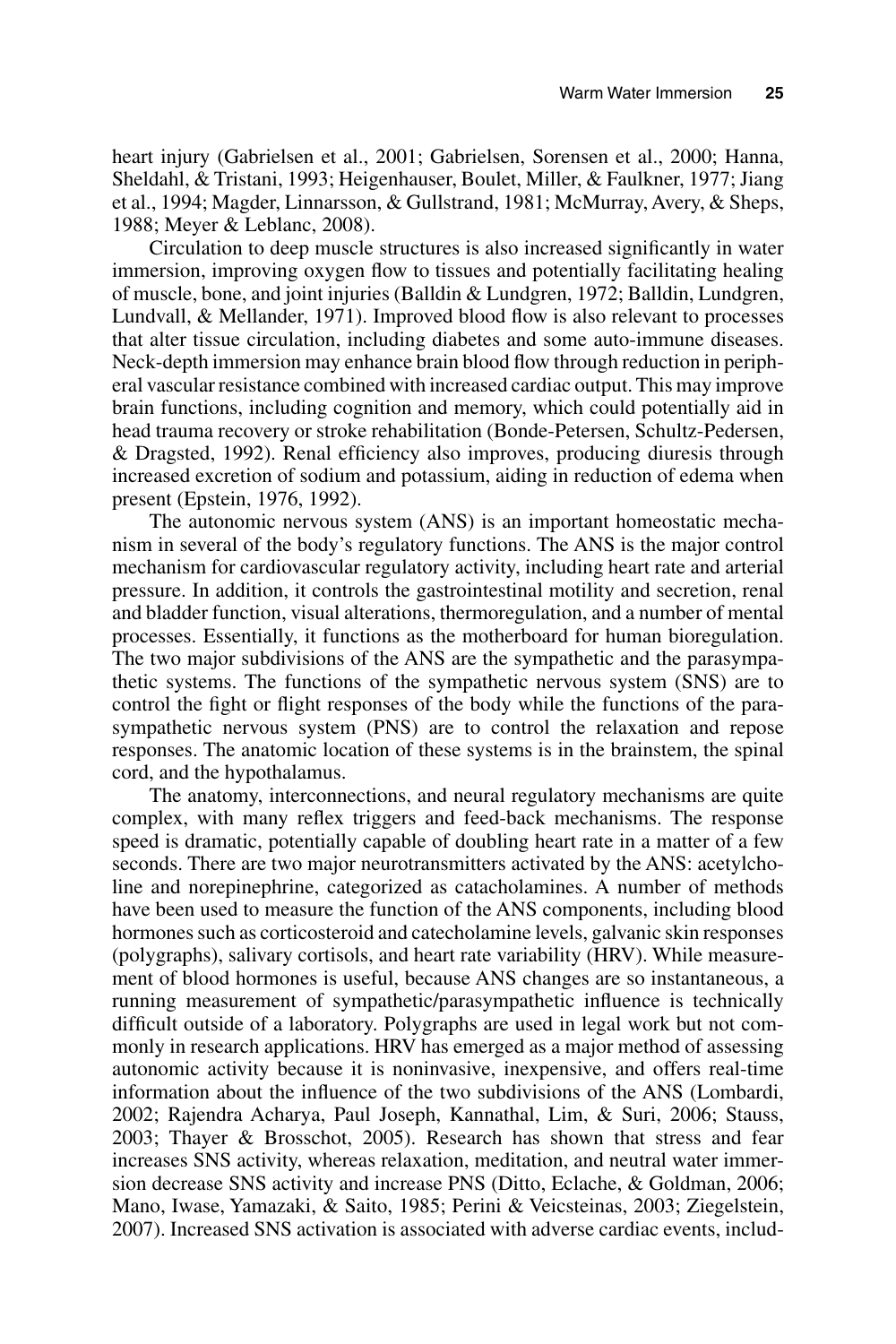heart injury (Gabrielsen et al., 2001; Gabrielsen, Sorensen et al., 2000; Hanna, Sheldahl, & Tristani, 1993; Heigenhauser, Boulet, Miller, & Faulkner, 1977; Jiang et al., 1994; Magder, Linnarsson, & Gullstrand, 1981; McMurray, Avery, & Sheps, 1988; Meyer & Leblanc, 2008).

Circulation to deep muscle structures is also increased significantly in water immersion, improving oxygen flow to tissues and potentially facilitating healing of muscle, bone, and joint injuries (Balldin & Lundgren, 1972; Balldin, Lundgren, Lundvall, & Mellander, 1971). Improved blood flow is also relevant to processes that alter tissue circulation, including diabetes and some auto-immune diseases. Neck-depth immersion may enhance brain blood flow through reduction in peripheral vascular resistance combined with increased cardiac output. This may improve brain functions, including cognition and memory, which could potentially aid in head trauma recovery or stroke rehabilitation (Bonde-Petersen, Schultz-Pedersen, & Dragsted, 1992). Renal efficiency also improves, producing diuresis through increased excretion of sodium and potassium, aiding in reduction of edema when present (Epstein, 1976, 1992).

The autonomic nervous system (ANS) is an important homeostatic mechanism in several of the body's regulatory functions. The ANS is the major control mechanism for cardiovascular regulatory activity, including heart rate and arterial pressure. In addition, it controls the gastrointestinal motility and secretion, renal and bladder function, visual alterations, thermoregulation, and a number of mental processes. Essentially, it functions as the motherboard for human bioregulation. The two major subdivisions of the ANS are the sympathetic and the parasympathetic systems. The functions of the sympathetic nervous system (SNS) are to control the fight or flight responses of the body while the functions of the parasympathetic nervous system (PNS) are to control the relaxation and repose responses. The anatomic location of these systems is in the brainstem, the spinal cord, and the hypothalamus.

The anatomy, interconnections, and neural regulatory mechanisms are quite complex, with many reflex triggers and feed-back mechanisms. The response speed is dramatic, potentially capable of doubling heart rate in a matter of a few seconds. There are two major neurotransmitters activated by the ANS: acetylcholine and norepinephrine, categorized as catacholamines. A number of methods have been used to measure the function of the ANS components, including blood hormones such as corticosteroid and catecholamine levels, galvanic skin responses (polygraphs), salivary cortisols, and heart rate variability (HRV). While measurement of blood hormones is useful, because ANS changes are so instantaneous, a running measurement of sympathetic/parasympathetic influence is technically difficult outside of a laboratory. Polygraphs are used in legal work but not commonly in research applications. HRV has emerged as a major method of assessing autonomic activity because it is noninvasive, inexpensive, and offers real-time information about the influence of the two subdivisions of the ANS (Lombardi, 2002; Rajendra Acharya, Paul Joseph, Kannathal, Lim, & Suri, 2006; Stauss, 2003; Thayer & Brosschot, 2005). Research has shown that stress and fear increases SNS activity, whereas relaxation, meditation, and neutral water immersion decrease SNS activity and increase PNS (Ditto, Eclache, & Goldman, 2006; Mano, Iwase, Yamazaki, & Saito, 1985; Perini & Veicsteinas, 2003; Ziegelstein, 2007). Increased SNS activation is associated with adverse cardiac events, includ-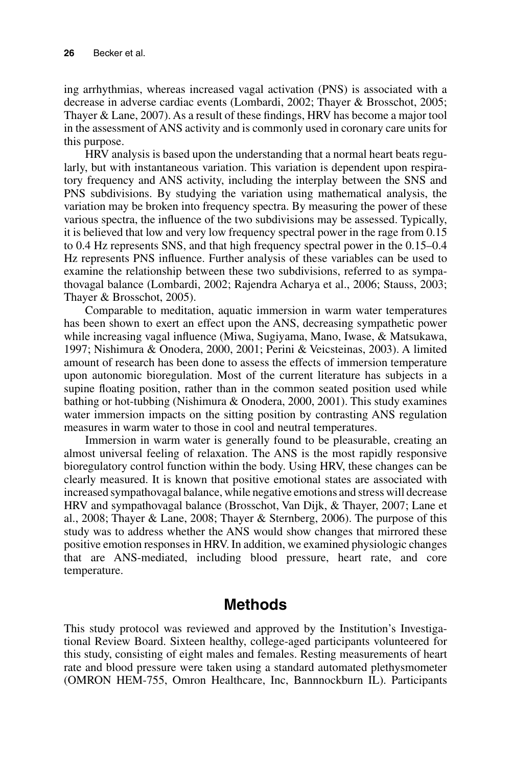ing arrhythmias, whereas increased vagal activation (PNS) is associated with a decrease in adverse cardiac events (Lombardi, 2002; Thayer & Brosschot, 2005; Thayer & Lane, 2007). As a result of these findings, HRV has become a major tool in the assessment of ANS activity and is commonly used in coronary care units for this purpose.

HRV analysis is based upon the understanding that a normal heart beats regularly, but with instantaneous variation. This variation is dependent upon respiratory frequency and ANS activity, including the interplay between the SNS and PNS subdivisions. By studying the variation using mathematical analysis, the variation may be broken into frequency spectra. By measuring the power of these various spectra, the influence of the two subdivisions may be assessed. Typically, it is believed that low and very low frequency spectral power in the rage from 0.15 to 0.4 Hz represents SNS, and that high frequency spectral power in the 0.15–0.4 Hz represents PNS influence. Further analysis of these variables can be used to examine the relationship between these two subdivisions, referred to as sympathovagal balance (Lombardi, 2002; Rajendra Acharya et al., 2006; Stauss, 2003; Thayer & Brosschot, 2005).

Comparable to meditation, aquatic immersion in warm water temperatures has been shown to exert an effect upon the ANS, decreasing sympathetic power while increasing vagal influence (Miwa, Sugiyama, Mano, Iwase, & Matsukawa, 1997; Nishimura & Onodera, 2000, 2001; Perini & Veicsteinas, 2003). A limited amount of research has been done to assess the effects of immersion temperature upon autonomic bioregulation. Most of the current literature has subjects in a supine floating position, rather than in the common seated position used while bathing or hot-tubbing (Nishimura & Onodera, 2000, 2001). This study examines water immersion impacts on the sitting position by contrasting ANS regulation measures in warm water to those in cool and neutral temperatures.

Immersion in warm water is generally found to be pleasurable, creating an almost universal feeling of relaxation. The ANS is the most rapidly responsive bioregulatory control function within the body. Using HRV, these changes can be clearly measured. It is known that positive emotional states are associated with increased sympathovagal balance, while negative emotions and stress will decrease HRV and sympathovagal balance (Brosschot, Van Dijk, & Thayer, 2007; Lane et al., 2008; Thayer & Lane, 2008; Thayer & Sternberg, 2006). The purpose of this study was to address whether the ANS would show changes that mirrored these positive emotion responses in HRV. In addition, we examined physiologic changes that are ANS-mediated, including blood pressure, heart rate, and core temperature.

## Methods

This study protocol was reviewed and approved by the Institution's Investigational Review Board. Sixteen healthy, college-aged participants volunteered for this study, consisting of eight males and females. Resting measurements of heart rate and blood pressure were taken using a standard automated plethysmometer (OMRON HEM-755, Omron Healthcare, Inc, Bannnockburn IL). Participants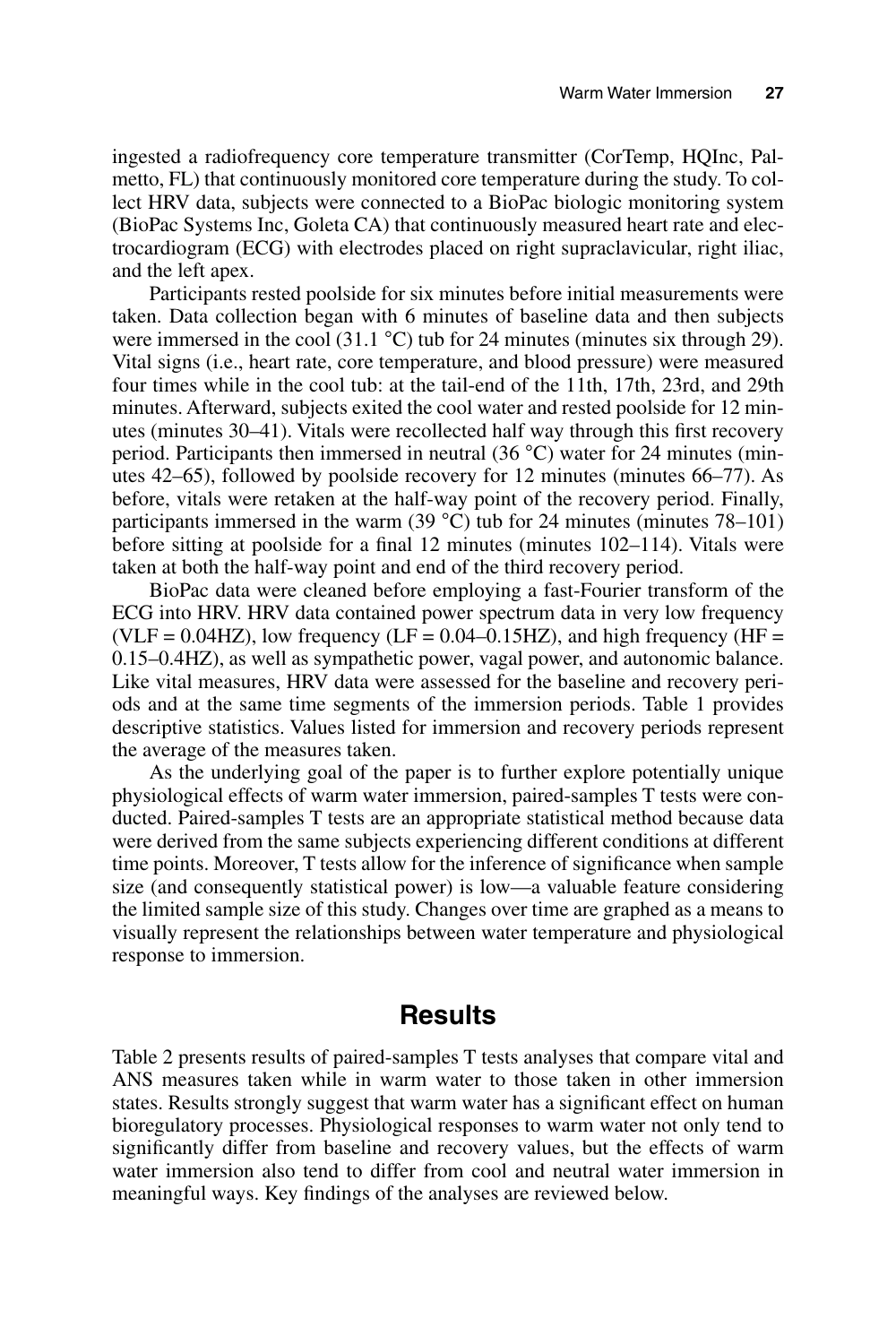ingested a radiofrequency core temperature transmitter (CorTemp, HQInc, Palmetto, FL) that continuously monitored core temperature during the study. To collect HRV data, subjects were connected to a BioPac biologic monitoring system (BioPac Systems Inc, Goleta CA) that continuously measured heart rate and electrocardiogram (ECG) with electrodes placed on right supraclavicular, right iliac, and the left apex.

Participants rested poolside for six minutes before initial measurements were taken. Data collection began with 6 minutes of baseline data and then subjects were immersed in the cool (31.1 °C) tub for 24 minutes (minutes six through 29). Vital signs (i.e., heart rate, core temperature, and blood pressure) were measured four times while in the cool tub: at the tail-end of the 11th, 17th, 23rd, and 29th minutes. Afterward, subjects exited the cool water and rested poolside for 12 minutes (minutes 30–41). Vitals were recollected half way through this first recovery period. Participants then immersed in neutral (36 °C) water for 24 minutes (minutes 42–65), followed by poolside recovery for 12 minutes (minutes 66–77). As before, vitals were retaken at the half-way point of the recovery period. Finally, participants immersed in the warm (39 °C) tub for 24 minutes (minutes 78–101) before sitting at poolside for a final 12 minutes (minutes 102–114). Vitals were taken at both the half-way point and end of the third recovery period.

BioPac data were cleaned before employing a fast-Fourier transform of the ECG into HRV. HRV data contained power spectrum data in very low frequency (VLF = 0.04HZ), low frequency (LF = 0.04–0.15HZ), and high frequency (HF = 0.15–0.4HZ), as well as sympathetic power, vagal power, and autonomic balance. Like vital measures, HRV data were assessed for the baseline and recovery periods and at the same time segments of the immersion periods. Table 1 provides descriptive statistics. Values listed for immersion and recovery periods represent the average of the measures taken.

As the underlying goal of the paper is to further explore potentially unique physiological effects of warm water immersion, paired-samples T tests were conducted. Paired-samples T tests are an appropriate statistical method because data were derived from the same subjects experiencing different conditions at different time points. Moreover, T tests allow for the inference of significance when sample size (and consequently statistical power) is low—a valuable feature considering the limited sample size of this study. Changes over time are graphed as a means to visually represent the relationships between water temperature and physiological response to immersion.

## Results

Table 2 presents results of paired-samples T tests analyses that compare vital and ANS measures taken while in warm water to those taken in other immersion states. Results strongly suggest that warm water has a significant effect on human bioregulatory processes. Physiological responses to warm water not only tend to significantly differ from baseline and recovery values, but the effects of warm water immersion also tend to differ from cool and neutral water immersion in meaningful ways. Key findings of the analyses are reviewed below.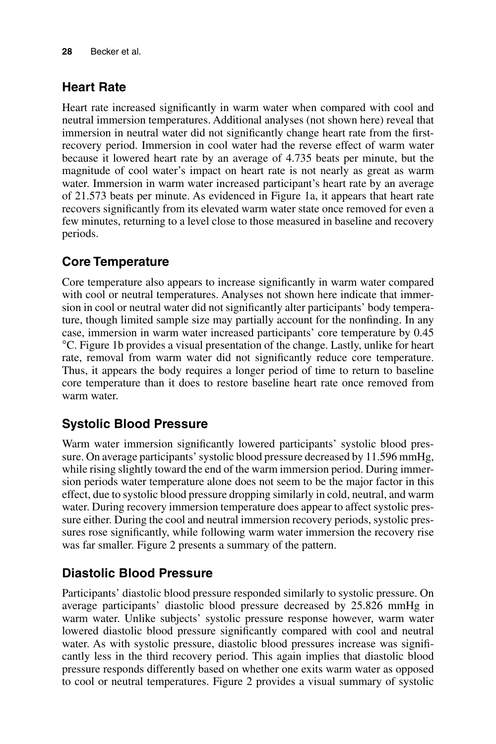## Heart Rate

Heart rate increased significantly in warm water when compared with cool and neutral immersion temperatures. Additional analyses (not shown here) reveal that immersion in neutral water did not significantly change heart rate from the first-recovery period. Immersion in cool water had the reverse effect of warm water because it lowered heart rate by an average of 4.735 beats per minute, but the magnitude of cool water's impact on heart rate is not nearly as great as warm water. Immersion in warm water increased participant's heart rate by an average of 21.573 beats per minute. As evidenced in Figure 1a, it appears that heart rate recovers significantly from its elevated warm water state once removed for even a few minutes, returning to a level close to those measured in baseline and recovery periods.

## Core Temperature

Core temperature also appears to increase significantly in warm water compared with cool or neutral temperatures. Analyses not shown here indicate that immersion in cool or neutral water did not significantly alter participants' body temperature, though limited sample size may partially account for the nonfinding. In any case, immersion in warm water increased participants' core temperature by 0.45 °C. Figure 1b provides a visual presentation of the change. Lastly, unlike for heart rate, removal from warm water did not significantly reduce core temperature. Thus, it appears the body requires a longer period of time to return to baseline core temperature than it does to restore baseline heart rate once removed from warm water.

## Systolic Blood Pressure

Warm water immersion significantly lowered participants' systolic blood pressure. On average participants' systolic blood pressure decreased by 11.596 mmHg, while rising slightly toward the end of the warm immersion period. During immersion periods water temperature alone does not seem to be the major factor in this effect, due to systolic blood pressure dropping similarly in cold, neutral, and warm water. During recovery immersion temperature does appear to affect systolic pressure either. During the cool and neutral immersion recovery periods, systolic pressures rose significantly, while following warm water immersion the recovery rise was far smaller. Figure 2 presents a summary of the pattern.

## Diastolic Blood Pressure

Participants' diastolic blood pressure responded similarly to systolic pressure. On average participants' diastolic blood pressure decreased by 25.826 mmHg in warm water. Unlike subjects' systolic pressure response however, warm water lowered diastolic blood pressure significantly compared with cool and neutral water. As with systolic pressure, diastolic blood pressures increase was significantly less in the third recovery period. This again implies that diastolic blood pressure responds differently based on whether one exits warm water as opposed to cool or neutral temperatures. Figure 2 provides a visual summary of systolic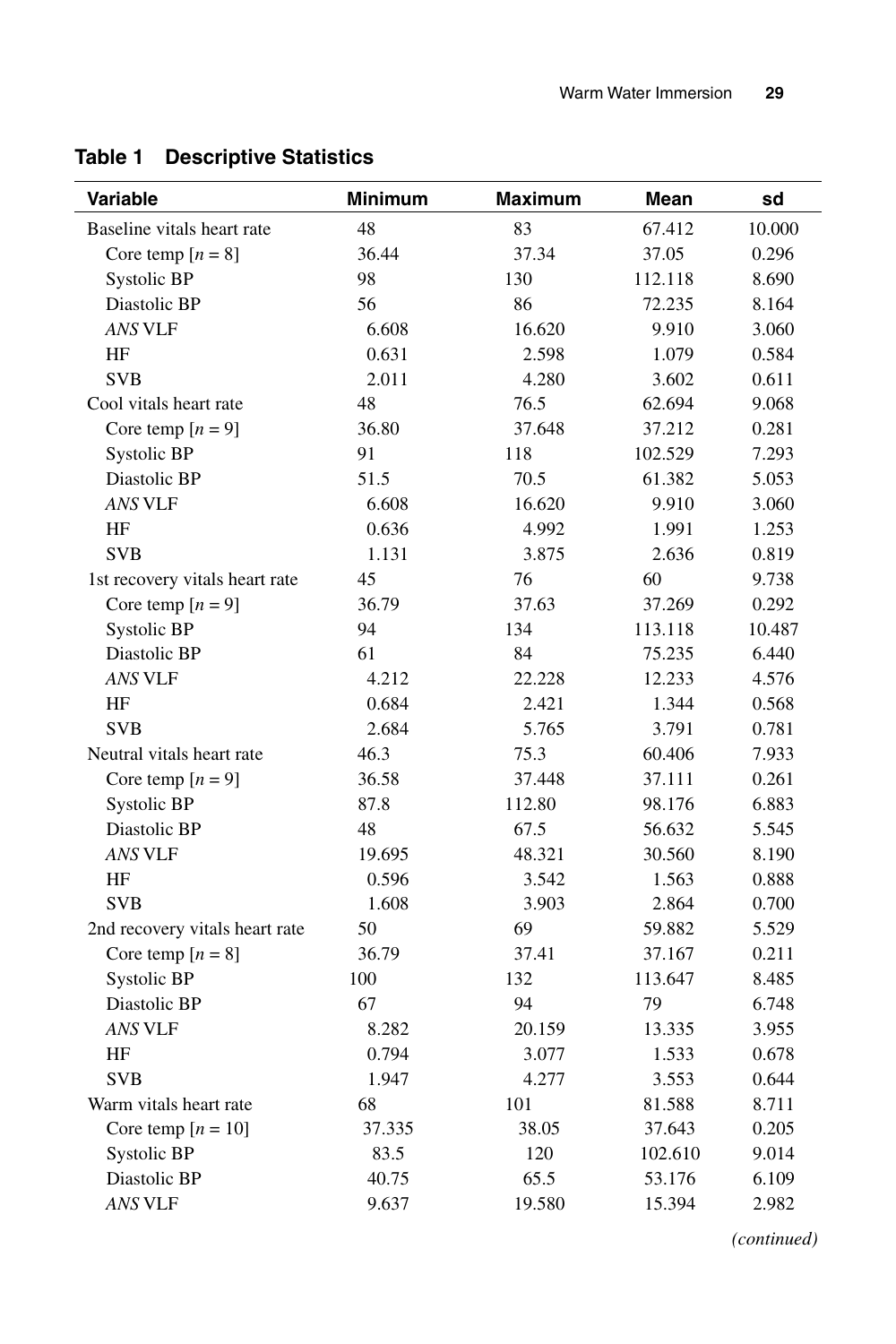**Table 1 Descriptive Statistics**

| Variable | Minimum | Maximum | Mean | sd |
|---|---|---|---|---|
| Baseline vitals heart rate | 48 | 83 | 67.412 | 10.000 |
| Core temp [$n = 8$] | 36.44 | 37.34 | 37.05 | 0.296 |
| Systolic BP | 98 | 130 | 112.118 | 8.690 |
| Diastolic BP | 56 | 86 | 72.235 | 8.164 |
| *ANS* VLF | 6.608 | 16.620 | 9.910 | 3.060 |
| HF | 0.631 | 2.598 | 1.079 | 0.584 |
| SVB | 2.011 | 4.280 | 3.602 | 0.611 |
| Cool vitals heart rate | 48 | 76.5 | 62.694 | 9.068 |
| Core temp [$n = 9$] | 36.80 | 37.648 | 37.212 | 0.281 |
| Systolic BP | 91 | 118 | 102.529 | 7.293 |
| Diastolic BP | 51.5 | 70.5 | 61.382 | 5.053 |
| *ANS* VLF | 6.608 | 16.620 | 9.910 | 3.060 |
| HF | 0.636 | 4.992 | 1.991 | 1.253 |
| SVB | 1.131 | 3.875 | 2.636 | 0.819 |
| 1st recovery vitals heart rate | 45 | 76 | 60 | 9.738 |
| Core temp [$n = 9$] | 36.79 | 37.63 | 37.269 | 0.292 |
| Systolic BP | 94 | 134 | 113.118 | 10.487 |
| Diastolic BP | 61 | 84 | 75.235 | 6.440 |
| *ANS* VLF | 4.212 | 22.228 | 12.233 | 4.576 |
| HF | 0.684 | 2.421 | 1.344 | 0.568 |
| SVB | 2.684 | 5.765 | 3.791 | 0.781 |
| Neutral vitals heart rate | 46.3 | 75.3 | 60.406 | 7.933 |
| Core temp [$n = 9$] | 36.58 | 37.448 | 37.111 | 0.261 |
| Systolic BP | 87.8 | 112.80 | 98.176 | 6.883 |
| Diastolic BP | 48 | 67.5 | 56.632 | 5.545 |
| *ANS* VLF | 19.695 | 48.321 | 30.560 | 8.190 |
| HF | 0.596 | 3.542 | 1.563 | 0.888 |
| SVB | 1.608 | 3.903 | 2.864 | 0.700 |
| 2nd recovery vitals heart rate | 50 | 69 | 59.882 | 5.529 |
| Core temp [$n = 8$] | 36.79 | 37.41 | 37.167 | 0.211 |
| Systolic BP | 100 | 132 | 113.647 | 8.485 |
| Diastolic BP | 67 | 94 | 79 | 6.748 |
| *ANS* VLF | 8.282 | 20.159 | 13.335 | 3.955 |
| HF | 0.794 | 3.077 | 1.533 | 0.678 |
| SVB | 1.947 | 4.277 | 3.553 | 0.644 |
| Warm vitals heart rate | 68 | 101 | 81.588 | 8.711 |
| Core temp [$n = 10$] | 37.335 | 38.05 | 37.643 | 0.205 |
| Systolic BP | 83.5 | 120 | 102.610 | 9.014 |
| Diastolic BP | 40.75 | 65.5 | 53.176 | 6.109 |
| *ANS* VLF | 9.637 | 19.580 | 15.394 | 2.982 |

*(continued)*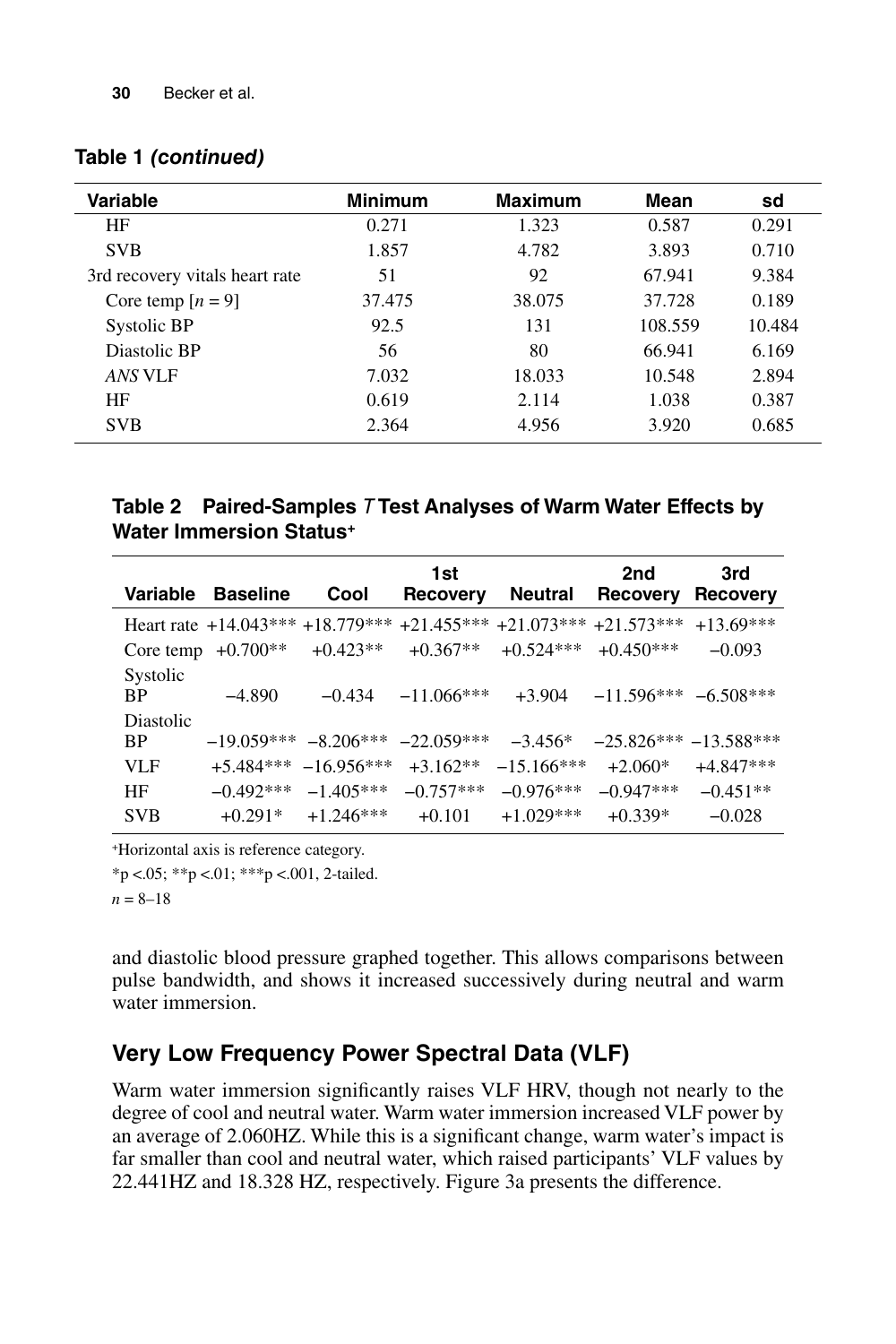**Table 1** ***(continued)***

| Variable | Minimum | Maximum | Mean | sd |
|---|---|---|---|---|
| HF | 0.271 | 1.323 | 0.587 | 0.291 |
| SVB | 1.857 | 4.782 | 3.893 | 0.710 |
| 3rd recovery vitals heart rate | 51 | 92 | 67.941 | 9.384 |
| Core temp [$n$ = 9] | 37.475 | 38.075 | 37.728 | 0.189 |
| Systolic BP | 92.5 | 131 | 108.559 | 10.484 |
| Diastolic BP | 56 | 80 | 66.941 | 6.169 |
| *ANS* VLF | 7.032 | 18.033 | 10.548 | 2.894 |
| HF | 0.619 | 2.114 | 1.038 | 0.387 |
| SVB | 2.364 | 4.956 | 3.920 | 0.685 |

**Table 2 Paired-Samples *T* Test Analyses of Warm Water Effects by Water Immersion Status+**

| Variable | Baseline | Cool | 1st Recovery | Neutral | 2nd Recovery | 3rd Recovery |
|---|---|---|---|---|---|---|
| Heart rate | +14.043*** | +18.779*** | +21.455*** | +21.073*** | +21.573*** | +13.69*** |
| Core temp | +0.700** | +0.423** | +0.367** | +0.524*** | +0.450*** | −0.093 |
| Systolic BP | −4.890 | −0.434 | −11.066*** | +3.904 | −11.596*** | −6.508*** |
| Diastolic BP | −19.059*** | −8.206*** | −22.059*** | −3.456* | −25.826*** | −13.588*** |
| VLF | +5.484*** | −16.956*** | +3.162** | −15.166*** | +2.060* | +4.847*** |
| HF | −0.492*** | −1.405*** | −0.757*** | −0.976*** | −0.947*** | −0.451** |
| SVB | +0.291* | +1.246*** | +0.101 | +1.029*** | +0.339* | −0.028 |

+Horizontal axis is reference category.

*p <.05; **p <.01; ***p <.001, 2-tailed.

$n$ = 8–18

and diastolic blood pressure graphed together. This allows comparisons between pulse bandwidth, and shows it increased successively during neutral and warm water immersion.

## Very Low Frequency Power Spectral Data (VLF)

Warm water immersion significantly raises VLF HRV, though not nearly to the degree of cool and neutral water. Warm water immersion increased VLF power by an average of 2.060HZ. While this is a significant change, warm water's impact is far smaller than cool and neutral water, which raised participants' VLF values by 22.441HZ and 18.328 HZ, respectively. Figure 3a presents the difference.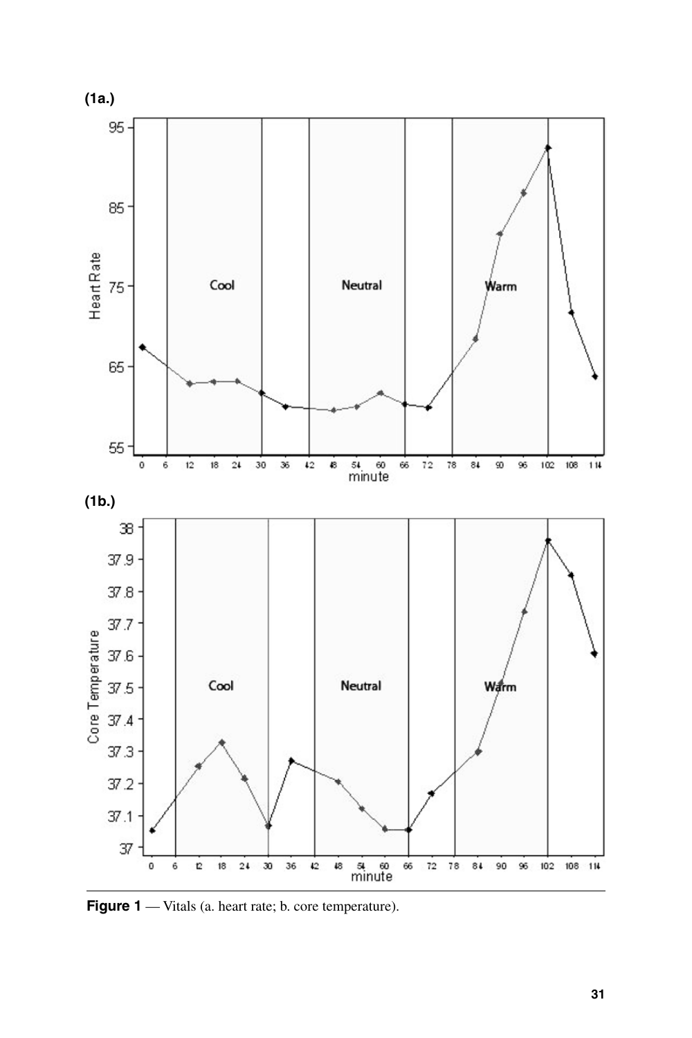Figure 1 — Vitals (a. heart rate; b. core temperature).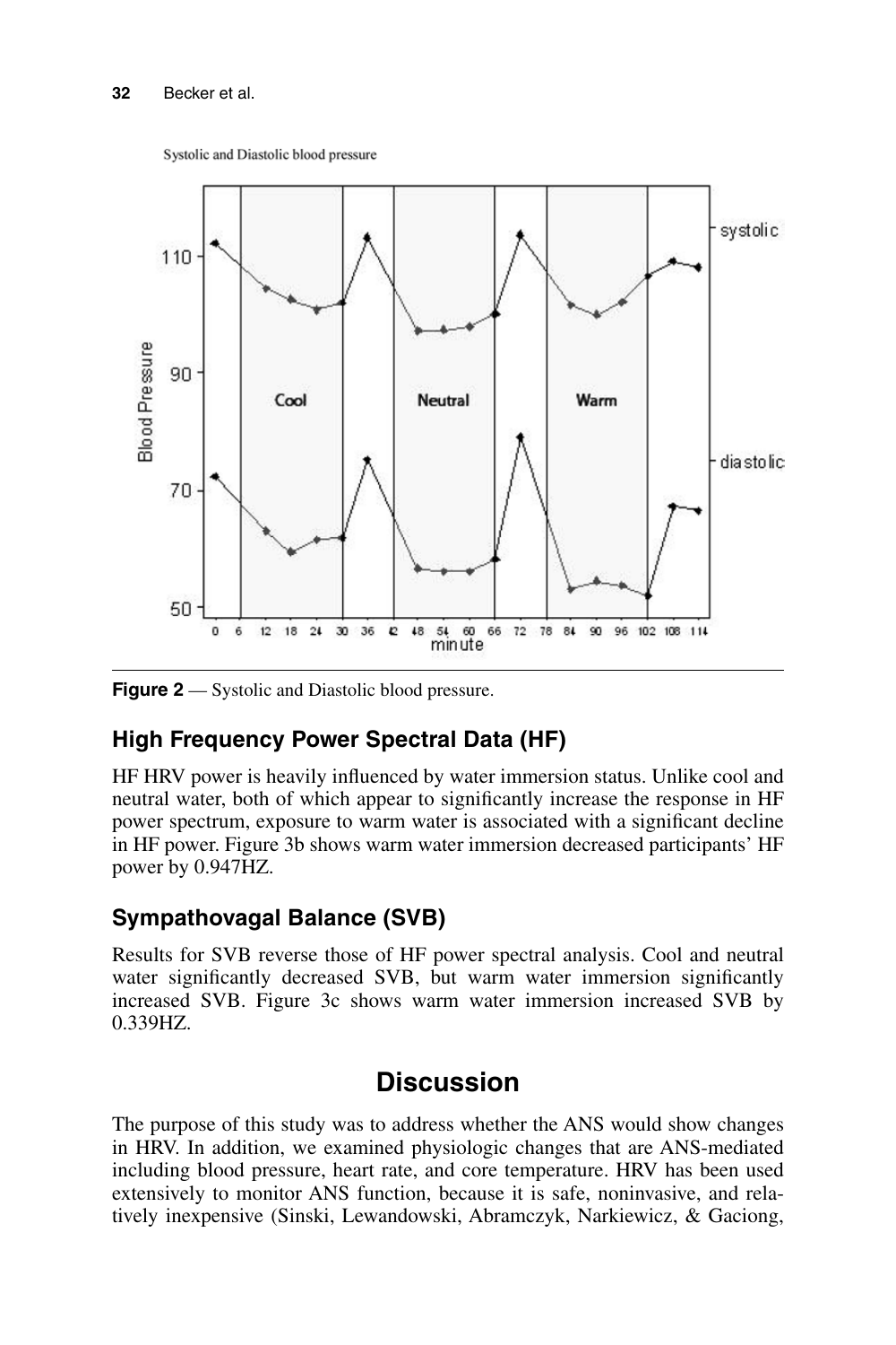**Figure 2** — Systolic and Diastolic blood pressure.

## High Frequency Power Spectral Data (HF)

HF HRV power is heavily influenced by water immersion status. Unlike cool and neutral water, both of which appear to significantly increase the response in HF power spectrum, exposure to warm water is associated with a significant decline in HF power. Figure 3b shows warm water immersion decreased participants' HF power by 0.947HZ.

## Sympathovagal Balance (SVB)

Results for SVB reverse those of HF power spectral analysis. Cool and neutral water significantly decreased SVB, but warm water immersion significantly increased SVB. Figure 3c shows warm water immersion increased SVB by 0.339HZ.

# Discussion

The purpose of this study was to address whether the ANS would show changes in HRV. In addition, we examined physiologic changes that are ANS-mediated including blood pressure, heart rate, and core temperature. HRV has been used extensively to monitor ANS function, because it is safe, noninvasive, and relatively inexpensive (Sinski, Lewandowski, Abramczyk, Narkiewicz, & Gaciong,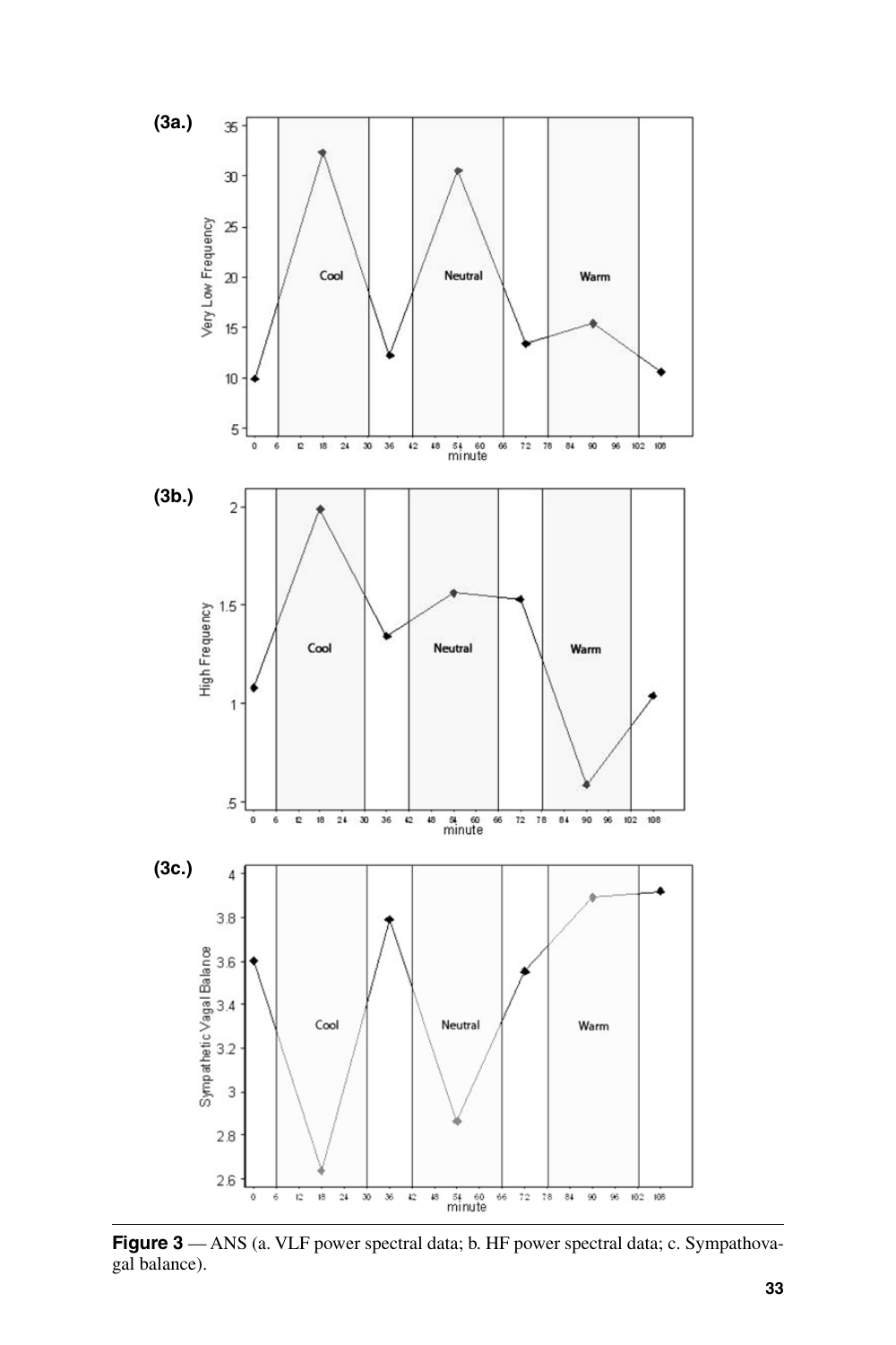**Figure 3** — ANS (a. VLF power spectral data; b. HF power spectral data; c. Sympathovagal balance).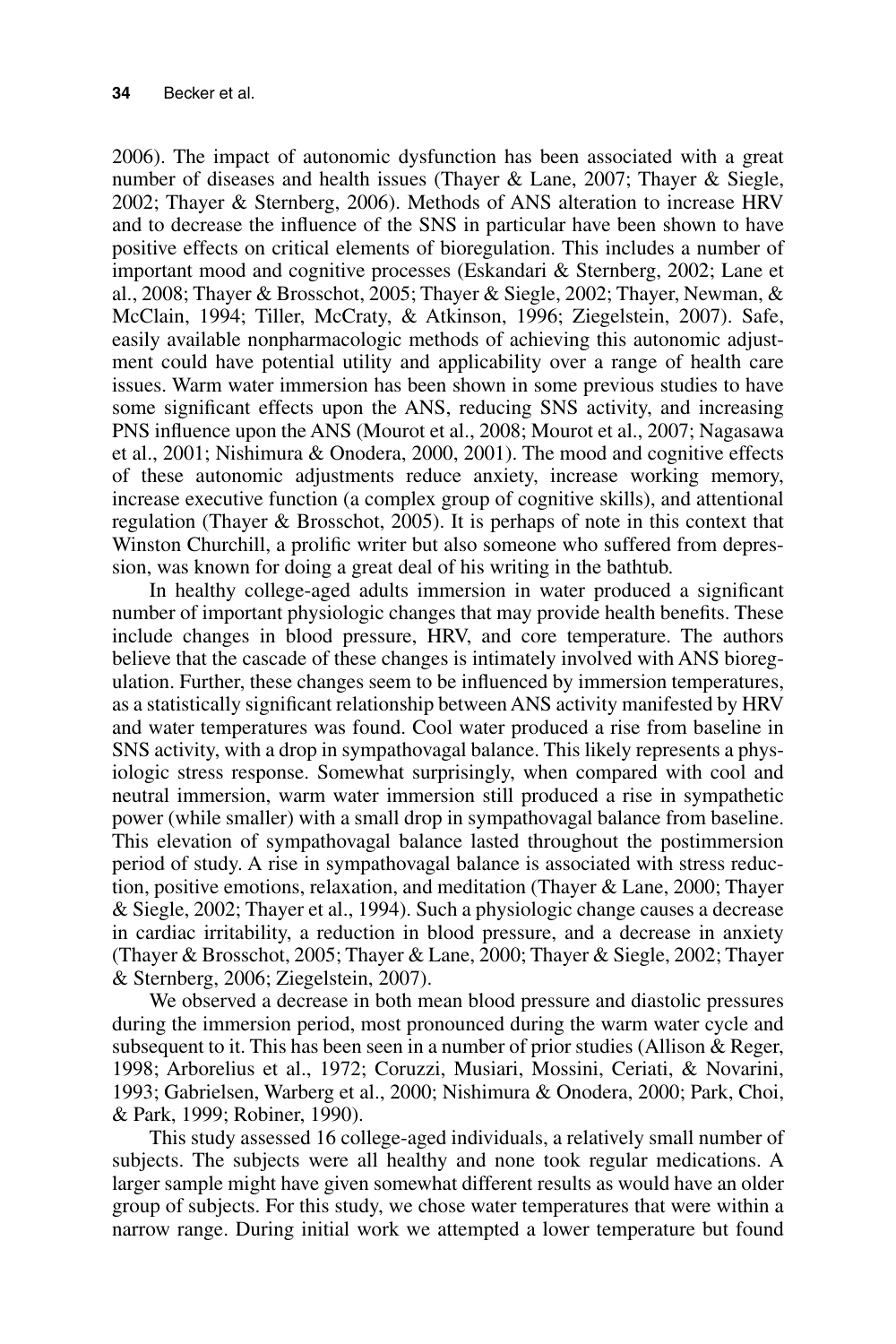2006). The impact of autonomic dysfunction has been associated with a great number of diseases and health issues (Thayer & Lane, 2007; Thayer & Siegle, 2002; Thayer & Sternberg, 2006). Methods of ANS alteration to increase HRV and to decrease the influence of the SNS in particular have been shown to have positive effects on critical elements of bioregulation. This includes a number of important mood and cognitive processes (Eskandari & Sternberg, 2002; Lane et al., 2008; Thayer & Brosschot, 2005; Thayer & Siegle, 2002; Thayer, Newman, & McClain, 1994; Tiller, McCraty, & Atkinson, 1996; Ziegelstein, 2007). Safe, easily available nonpharmacologic methods of achieving this autonomic adjustment could have potential utility and applicability over a range of health care issues. Warm water immersion has been shown in some previous studies to have some significant effects upon the ANS, reducing SNS activity, and increasing PNS influence upon the ANS (Mourot et al., 2008; Mourot et al., 2007; Nagasawa et al., 2001; Nishimura & Onodera, 2000, 2001). The mood and cognitive effects of these autonomic adjustments reduce anxiety, increase working memory, increase executive function (a complex group of cognitive skills), and attentional regulation (Thayer & Brosschot, 2005). It is perhaps of note in this context that Winston Churchill, a prolific writer but also someone who suffered from depression, was known for doing a great deal of his writing in the bathtub.

In healthy college-aged adults immersion in water produced a significant number of important physiologic changes that may provide health benefits. These include changes in blood pressure, HRV, and core temperature. The authors believe that the cascade of these changes is intimately involved with ANS bioregulation. Further, these changes seem to be influenced by immersion temperatures, as a statistically significant relationship between ANS activity manifested by HRV and water temperatures was found. Cool water produced a rise from baseline in SNS activity, with a drop in sympathovagal balance. This likely represents a physiologic stress response. Somewhat surprisingly, when compared with cool and neutral immersion, warm water immersion still produced a rise in sympathetic power (while smaller) with a small drop in sympathovagal balance from baseline. This elevation of sympathovagal balance lasted throughout the postimmersion period of study. A rise in sympathovagal balance is associated with stress reduction, positive emotions, relaxation, and meditation (Thayer & Lane, 2000; Thayer & Siegle, 2002; Thayer et al., 1994). Such a physiologic change causes a decrease in cardiac irritability, a reduction in blood pressure, and a decrease in anxiety (Thayer & Brosschot, 2005; Thayer & Lane, 2000; Thayer & Siegle, 2002; Thayer & Sternberg, 2006; Ziegelstein, 2007).

We observed a decrease in both mean blood pressure and diastolic pressures during the immersion period, most pronounced during the warm water cycle and subsequent to it. This has been seen in a number of prior studies (Allison & Reger, 1998; Arborelius et al., 1972; Coruzzi, Musiari, Mossini, Ceriati, & Novarini, 1993; Gabrielsen, Warberg et al., 2000; Nishimura & Onodera, 2000; Park, Choi, & Park, 1999; Robiner, 1990).

This study assessed 16 college-aged individuals, a relatively small number of subjects. The subjects were all healthy and none took regular medications. A larger sample might have given somewhat different results as would have an older group of subjects. For this study, we chose water temperatures that were within a narrow range. During initial work we attempted a lower temperature but found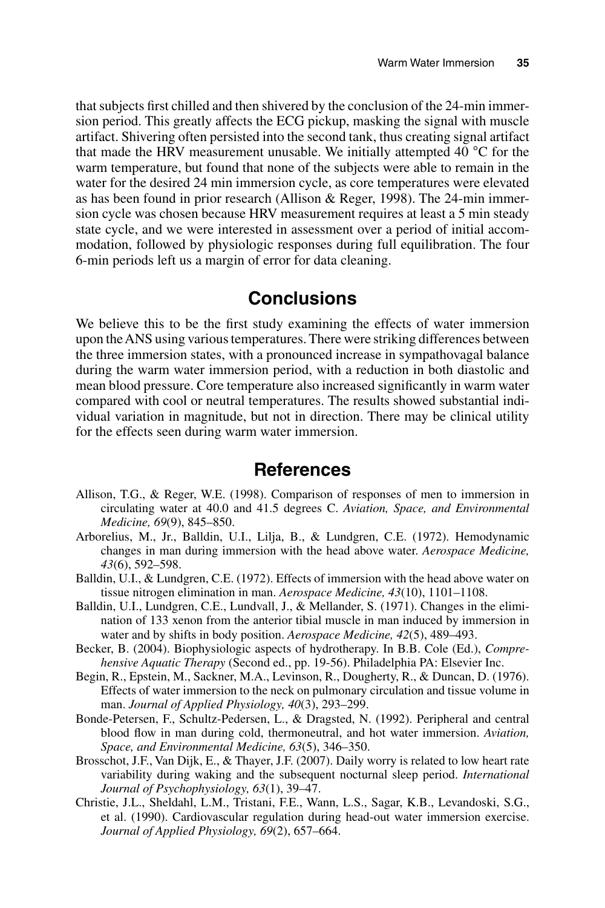that subjects first chilled and then shivered by the conclusion of the 24-min immersion period. This greatly affects the ECG pickup, masking the signal with muscle artifact. Shivering often persisted into the second tank, thus creating signal artifact that made the HRV measurement unusable. We initially attempted 40 °C for the warm temperature, but found that none of the subjects were able to remain in the water for the desired 24 min immersion cycle, as core temperatures were elevated as has been found in prior research (Allison & Reger, 1998). The 24-min immersion cycle was chosen because HRV measurement requires at least a 5 min steady state cycle, and we were interested in assessment over a period of initial accommodation, followed by physiologic responses during full equilibration. The four 6-min periods left us a margin of error for data cleaning.

## Conclusions

We believe this to be the first study examining the effects of water immersion upon the ANS using various temperatures. There were striking differences between the three immersion states, with a pronounced increase in sympathovagal balance during the warm water immersion period, with a reduction in both diastolic and mean blood pressure. Core temperature also increased significantly in warm water compared with cool or neutral temperatures. The results showed substantial individual variation in magnitude, but not in direction. There may be clinical utility for the effects seen during warm water immersion.

## References

Allison, T.G., & Reger, W.E. (1998). Comparison of responses of men to immersion in circulating water at 40.0 and 41.5 degrees C. *Aviation, Space, and Environmental Medicine, 69*(9), 845–850.

Arborelius, M., Jr., Balldin, U.I., Lilja, B., & Lundgren, C.E. (1972). Hemodynamic changes in man during immersion with the head above water. *Aerospace Medicine, 43*(6), 592–598.

Balldin, U.I., & Lundgren, C.E. (1972). Effects of immersion with the head above water on tissue nitrogen elimination in man. *Aerospace Medicine, 43*(10), 1101–1108.

Balldin, U.I., Lundgren, C.E., Lundvall, J., & Mellander, S. (1971). Changes in the elimination of 133 xenon from the anterior tibial muscle in man induced by immersion in water and by shifts in body position. *Aerospace Medicine, 42*(5), 489–493.

Becker, B. (2004). Biophysiologic aspects of hydrotherapy. In B.B. Cole (Ed.), *Comprehensive Aquatic Therapy* (Second ed., pp. 19-56). Philadelphia PA: Elsevier Inc.

Begin, R., Epstein, M., Sackner, M.A., Levinson, R., Dougherty, R., & Duncan, D. (1976). Effects of water immersion to the neck on pulmonary circulation and tissue volume in man. *Journal of Applied Physiology, 40*(3), 293–299.

Bonde-Petersen, F., Schultz-Pedersen, L., & Dragsted, N. (1992). Peripheral and central blood flow in man during cold, thermoneutral, and hot water immersion. *Aviation, Space, and Environmental Medicine, 63*(5), 346–350.

Brosschot, J.F., Van Dijk, E., & Thayer, J.F. (2007). Daily worry is related to low heart rate variability during waking and the subsequent nocturnal sleep period. *International Journal of Psychophysiology, 63*(1), 39–47.

Christie, J.L., Sheldahl, L.M., Tristani, F.E., Wann, L.S., Sagar, K.B., Levandoski, S.G., et al. (1990). Cardiovascular regulation during head-out water immersion exercise. *Journal of Applied Physiology, 69*(2), 657–664.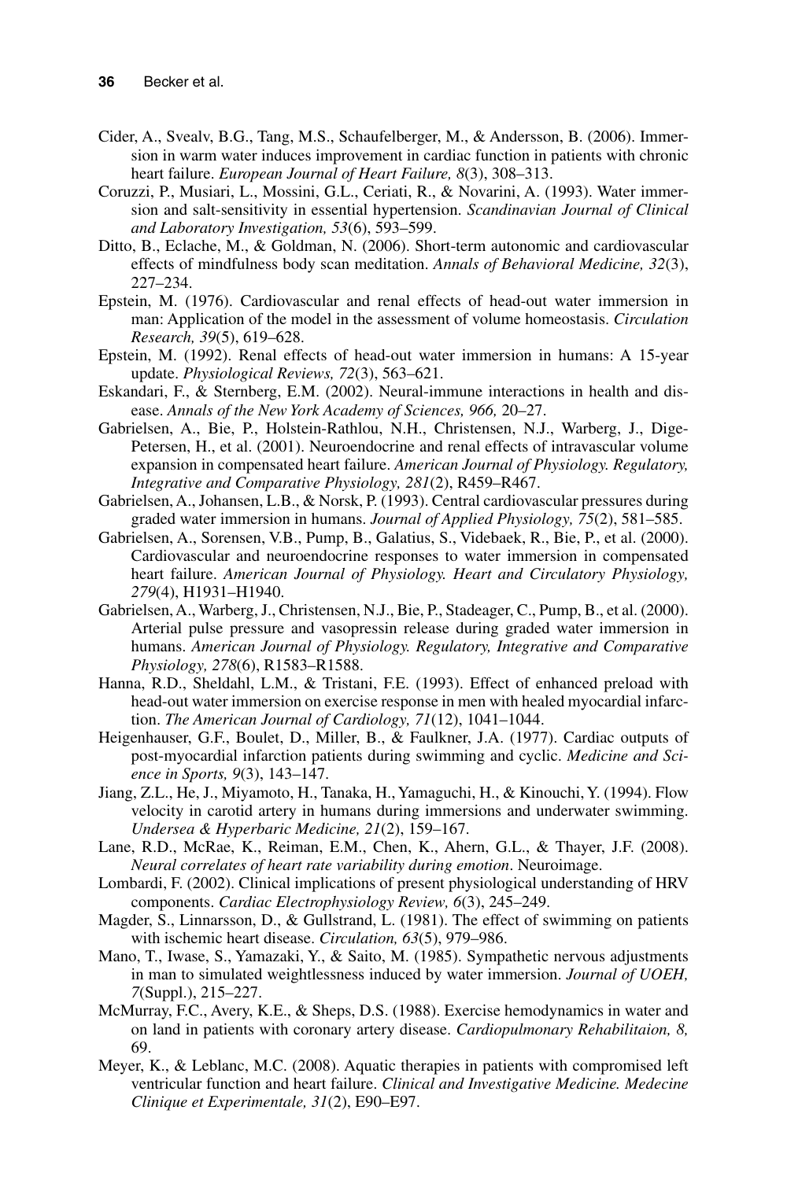Cider, A., Svealv, B.G., Tang, M.S., Schaufelberger, M., & Andersson, B. (2006). Immersion in warm water induces improvement in cardiac function in patients with chronic heart failure. *European Journal of Heart Failure, 8*(3), 308–313.

Coruzzi, P., Musiari, L., Mossini, G.L., Ceriati, R., & Novarini, A. (1993). Water immersion and salt-sensitivity in essential hypertension. *Scandinavian Journal of Clinical and Laboratory Investigation, 53*(6), 593–599.

Ditto, B., Eclache, M., & Goldman, N. (2006). Short-term autonomic and cardiovascular effects of mindfulness body scan meditation. *Annals of Behavioral Medicine, 32*(3), 227–234.

Epstein, M. (1976). Cardiovascular and renal effects of head-out water immersion in man: Application of the model in the assessment of volume homeostasis. *Circulation Research, 39*(5), 619–628.

Epstein, M. (1992). Renal effects of head-out water immersion in humans: A 15-year update. *Physiological Reviews, 72*(3), 563–621.

Eskandari, F., & Sternberg, E.M. (2002). Neural-immune interactions in health and disease. *Annals of the New York Academy of Sciences, 966,* 20–27.

Gabrielsen, A., Bie, P., Holstein-Rathlou, N.H., Christensen, N.J., Warberg, J., Dige-Petersen, H., et al. (2001). Neuroendocrine and renal effects of intravascular volume expansion in compensated heart failure. *American Journal of Physiology. Regulatory, Integrative and Comparative Physiology, 281*(2), R459–R467.

Gabrielsen, A., Johansen, L.B., & Norsk, P. (1993). Central cardiovascular pressures during graded water immersion in humans. *Journal of Applied Physiology, 75*(2), 581–585.

Gabrielsen, A., Sorensen, V.B., Pump, B., Galatius, S., Videbaek, R., Bie, P., et al. (2000). Cardiovascular and neuroendocrine responses to water immersion in compensated heart failure. *American Journal of Physiology. Heart and Circulatory Physiology, 279*(4), H1931–H1940.

Gabrielsen, A., Warberg, J., Christensen, N.J., Bie, P., Stadeager, C., Pump, B., et al. (2000). Arterial pulse pressure and vasopressin release during graded water immersion in humans. *American Journal of Physiology. Regulatory, Integrative and Comparative Physiology, 278*(6), R1583–R1588.

Hanna, R.D., Sheldahl, L.M., & Tristani, F.E. (1993). Effect of enhanced preload with head-out water immersion on exercise response in men with healed myocardial infarction. *The American Journal of Cardiology, 71*(12), 1041–1044.

Heigenhauser, G.F., Boulet, D., Miller, B., & Faulkner, J.A. (1977). Cardiac outputs of post-myocardial infarction patients during swimming and cyclic. *Medicine and Science in Sports, 9*(3), 143–147.

Jiang, Z.L., He, J., Miyamoto, H., Tanaka, H., Yamaguchi, H., & Kinouchi, Y. (1994). Flow velocity in carotid artery in humans during immersions and underwater swimming. *Undersea & Hyperbaric Medicine, 21*(2), 159–167.

Lane, R.D., McRae, K., Reiman, E.M., Chen, K., Ahern, G.L., & Thayer, J.F. (2008). *Neural correlates of heart rate variability during emotion*. Neuroimage.

Lombardi, F. (2002). Clinical implications of present physiological understanding of HRV components. *Cardiac Electrophysiology Review, 6*(3), 245–249.

Magder, S., Linnarsson, D., & Gullstrand, L. (1981). The effect of swimming on patients with ischemic heart disease. *Circulation, 63*(5), 979–986.

Mano, T., Iwase, S., Yamazaki, Y., & Saito, M. (1985). Sympathetic nervous adjustments in man to simulated weightlessness induced by water immersion. *Journal of UOEH, 7*(Suppl.), 215–227.

McMurray, F.C., Avery, K.E., & Sheps, D.S. (1988). Exercise hemodynamics in water and on land in patients with coronary artery disease. *Cardiopulmonary Rehabilitaion, 8,* 69.

Meyer, K., & Leblanc, M.C. (2008). Aquatic therapies in patients with compromised left ventricular function and heart failure. *Clinical and Investigative Medicine. Medecine Clinique et Experimentale, 31*(2), E90–E97.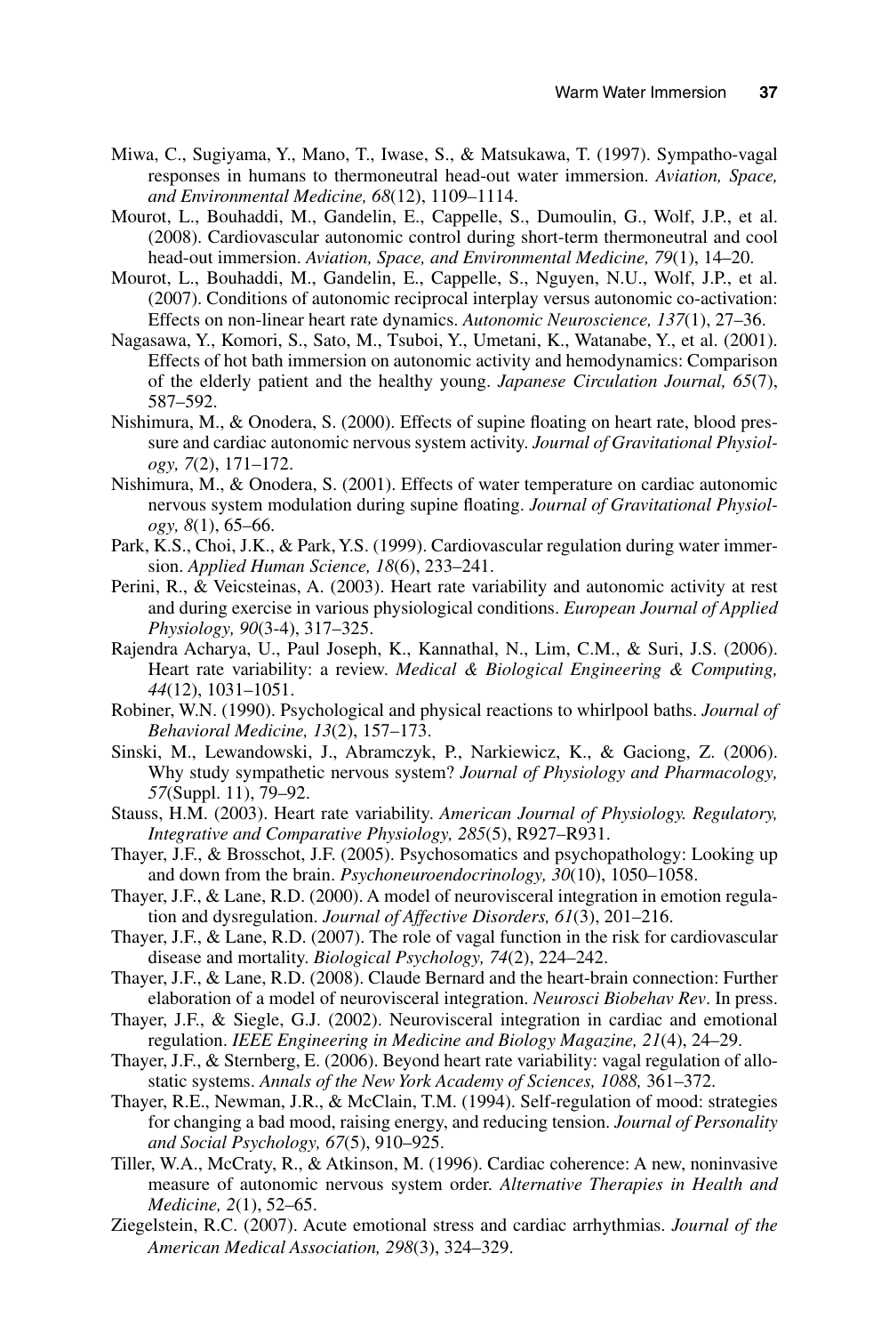Miwa, C., Sugiyama, Y., Mano, T., Iwase, S., & Matsukawa, T. (1997). Sympatho-vagal responses in humans to thermoneutral head-out water immersion. *Aviation, Space, and Environmental Medicine, 68*(12), 1109–1114.

Mourot, L., Bouhaddi, M., Gandelin, E., Cappelle, S., Dumoulin, G., Wolf, J.P., et al. (2008). Cardiovascular autonomic control during short-term thermoneutral and cool head-out immersion. *Aviation, Space, and Environmental Medicine, 79*(1), 14–20.

Mourot, L., Bouhaddi, M., Gandelin, E., Cappelle, S., Nguyen, N.U., Wolf, J.P., et al. (2007). Conditions of autonomic reciprocal interplay versus autonomic co-activation: Effects on non-linear heart rate dynamics. *Autonomic Neuroscience, 137*(1), 27–36.

Nagasawa, Y., Komori, S., Sato, M., Tsuboi, Y., Umetani, K., Watanabe, Y., et al. (2001). Effects of hot bath immersion on autonomic activity and hemodynamics: Comparison of the elderly patient and the healthy young. *Japanese Circulation Journal, 65*(7), 587–592.

Nishimura, M., & Onodera, S. (2000). Effects of supine floating on heart rate, blood pressure and cardiac autonomic nervous system activity. *Journal of Gravitational Physiology, 7*(2), 171–172.

Nishimura, M., & Onodera, S. (2001). Effects of water temperature on cardiac autonomic nervous system modulation during supine floating. *Journal of Gravitational Physiology, 8*(1), 65–66.

Park, K.S., Choi, J.K., & Park, Y.S. (1999). Cardiovascular regulation during water immersion. *Applied Human Science, 18*(6), 233–241.

Perini, R., & Veicsteinas, A. (2003). Heart rate variability and autonomic activity at rest and during exercise in various physiological conditions. *European Journal of Applied Physiology, 90*(3-4), 317–325.

Rajendra Acharya, U., Paul Joseph, K., Kannathal, N., Lim, C.M., & Suri, J.S. (2006). Heart rate variability: a review. *Medical & Biological Engineering & Computing, 44*(12), 1031–1051.

Robiner, W.N. (1990). Psychological and physical reactions to whirlpool baths. *Journal of Behavioral Medicine, 13*(2), 157–173.

Sinski, M., Lewandowski, J., Abramczyk, P., Narkiewicz, K., & Gaciong, Z. (2006). Why study sympathetic nervous system? *Journal of Physiology and Pharmacology, 57*(Suppl. 11), 79–92.

Stauss, H.M. (2003). Heart rate variability. *American Journal of Physiology. Regulatory, Integrative and Comparative Physiology, 285*(5), R927–R931.

Thayer, J.F., & Brosschot, J.F. (2005). Psychosomatics and psychopathology: Looking up and down from the brain. *Psychoneuroendocrinology, 30*(10), 1050–1058.

Thayer, J.F., & Lane, R.D. (2000). A model of neurovisceral integration in emotion regulation and dysregulation. *Journal of Affective Disorders, 61*(3), 201–216.

Thayer, J.F., & Lane, R.D. (2007). The role of vagal function in the risk for cardiovascular disease and mortality. *Biological Psychology, 74*(2), 224–242.

Thayer, J.F., & Lane, R.D. (2008). Claude Bernard and the heart-brain connection: Further elaboration of a model of neurovisceral integration. *Neurosci Biobehav Rev*. In press.

Thayer, J.F., & Siegle, G.J. (2002). Neurovisceral integration in cardiac and emotional regulation. *IEEE Engineering in Medicine and Biology Magazine, 21*(4), 24–29.

Thayer, J.F., & Sternberg, E. (2006). Beyond heart rate variability: vagal regulation of allostatic systems. *Annals of the New York Academy of Sciences, 1088,* 361–372.

Thayer, R.E., Newman, J.R., & McClain, T.M. (1994). Self-regulation of mood: strategies for changing a bad mood, raising energy, and reducing tension. *Journal of Personality and Social Psychology, 67*(5), 910–925.

Tiller, W.A., McCraty, R., & Atkinson, M. (1996). Cardiac coherence: A new, noninvasive measure of autonomic nervous system order. *Alternative Therapies in Health and Medicine, 2*(1), 52–65.

Ziegelstein, R.C. (2007). Acute emotional stress and cardiac arrhythmias. *Journal of the American Medical Association, 298*(3), 324–329.